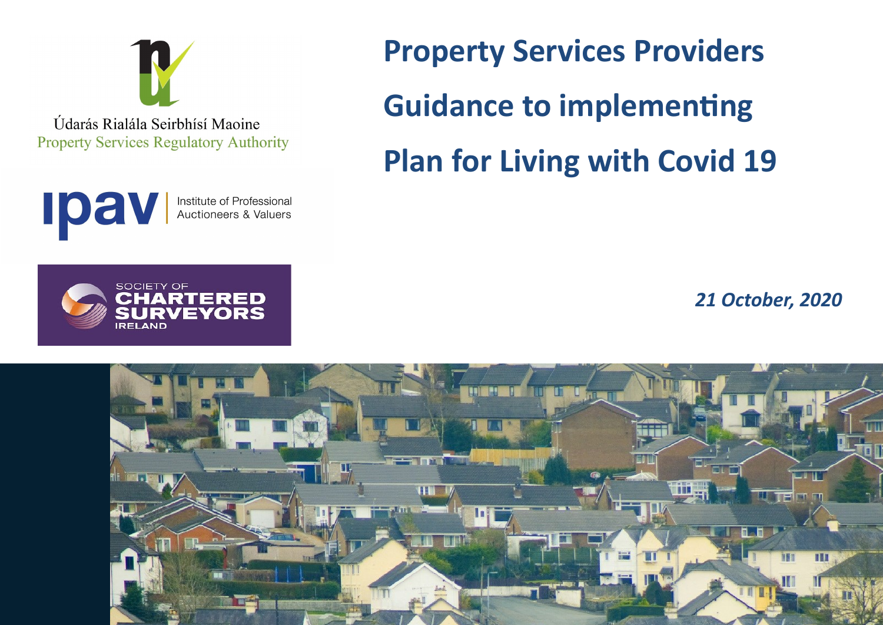Údarás Rialála Seirbhísí Maoine
Property Services Regulatory Authority

ipav | Institute of Professional Auctioneers & Valuers

SOCIETY OF CHARTERED SURVEYORS IRELAND

# Property Services Providers

# Guidance to implementing

# Plan for Living with Covid 19

***21 October, 2020***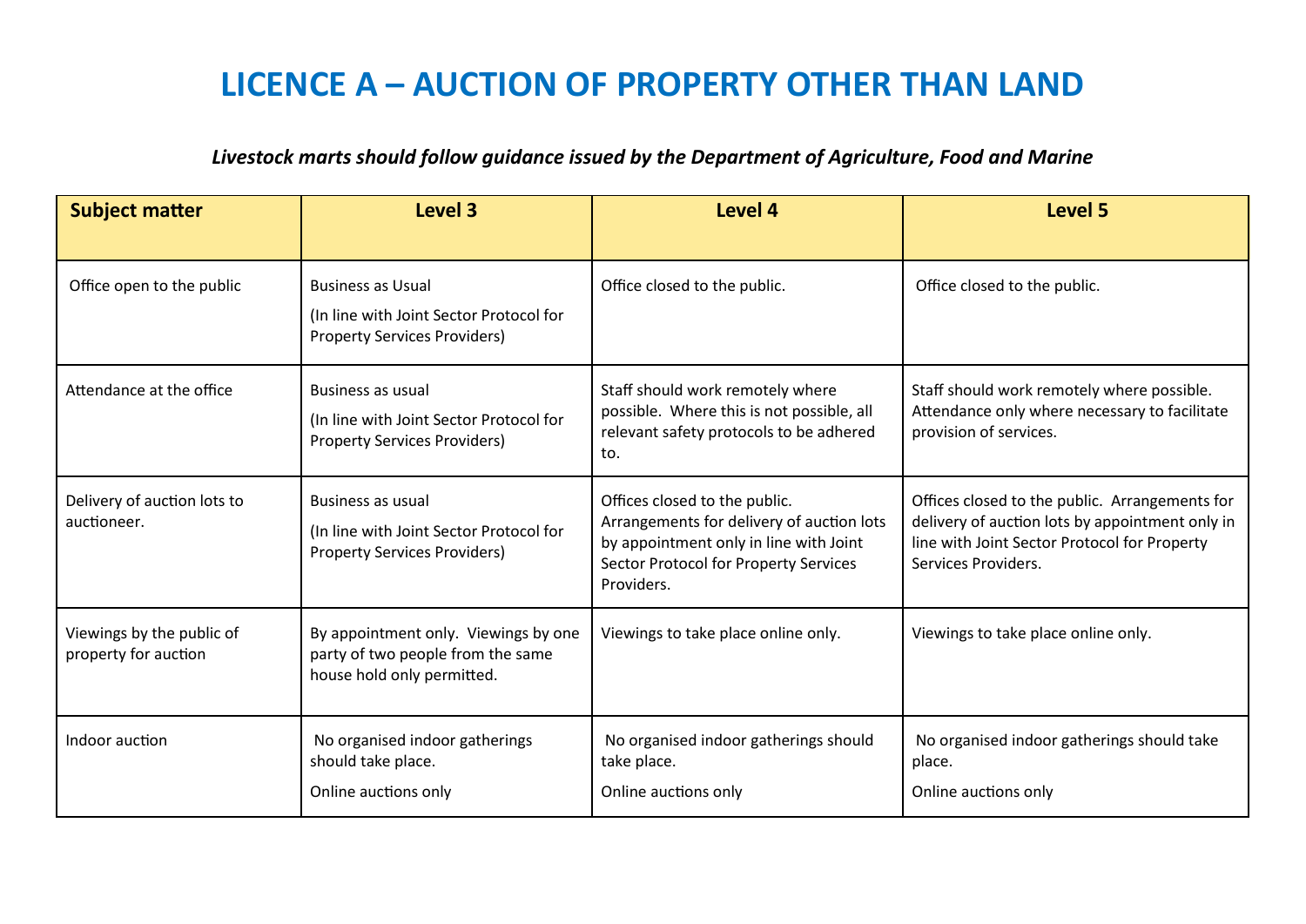# LICENCE A – AUCTION OF PROPERTY OTHER THAN LAND

***Livestock marts should follow guidance issued by the Department of Agriculture, Food and Marine***

| Subject matter | Level 3 | Level 4 | Level 5 |
|---|---|---|---|
| Office open to the public | Business as Usual<br>(In line with Joint Sector Protocol for Property Services Providers) | Office closed to the public. | Office closed to the public. |
| Attendance at the office | Business as usual<br>(In line with Joint Sector Protocol for Property Services Providers) | Staff should work remotely where possible. Where this is not possible, all relevant safety protocols to be adhered to. | Staff should work remotely where possible. Attendance only where necessary to facilitate provision of services. |
| Delivery of auction lots to auctioneer. | Business as usual<br>(In line with Joint Sector Protocol for Property Services Providers) | Offices closed to the public. Arrangements for delivery of auction lots by appointment only in line with Joint Sector Protocol for Property Services Providers. | Offices closed to the public. Arrangements for delivery of auction lots by appointment only in line with Joint Sector Protocol for Property Services Providers. |
| Viewings by the public of property for auction | By appointment only. Viewings by one party of two people from the same house hold only permitted. | Viewings to take place online only. | Viewings to take place online only. |
| Indoor auction | No organised indoor gatherings should take place.<br>Online auctions only | No organised indoor gatherings should take place.<br>Online auctions only | No organised indoor gatherings should take place.<br>Online auctions only |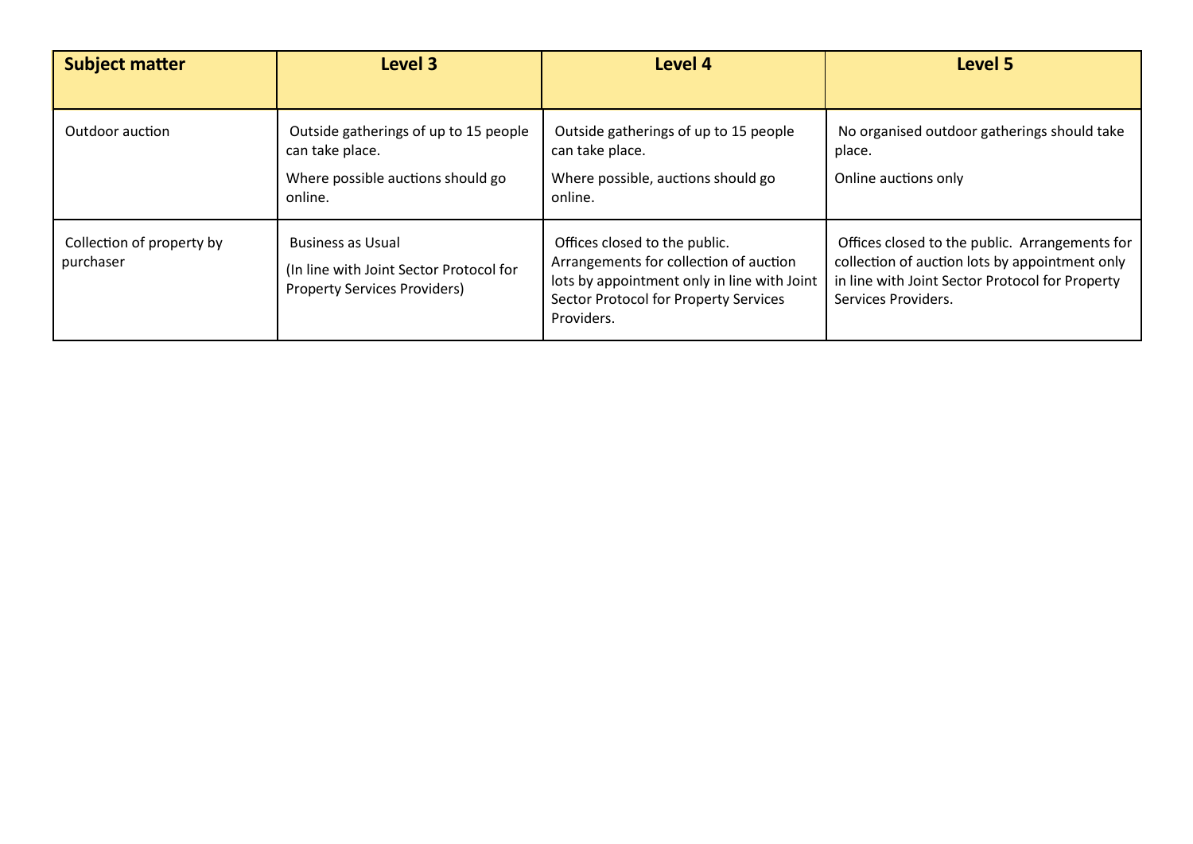| Subject matter | Level 3 | Level 4 | Level 5 |
|---|---|---|---|
| Outdoor auction | Outside gatherings of up to 15 people can take place.<br>Where possible auctions should go online. | Outside gatherings of up to 15 people can take place.<br>Where possible, auctions should go online. | No organised outdoor gatherings should take place.<br>Online auctions only |
| Collection of property by purchaser | Business as Usual<br>(In line with Joint Sector Protocol for Property Services Providers) | Offices closed to the public. Arrangements for collection of auction lots by appointment only in line with Joint Sector Protocol for Property Services Providers. | Offices closed to the public. Arrangements for collection of auction lots by appointment only in line with Joint Sector Protocol for Property Services Providers. |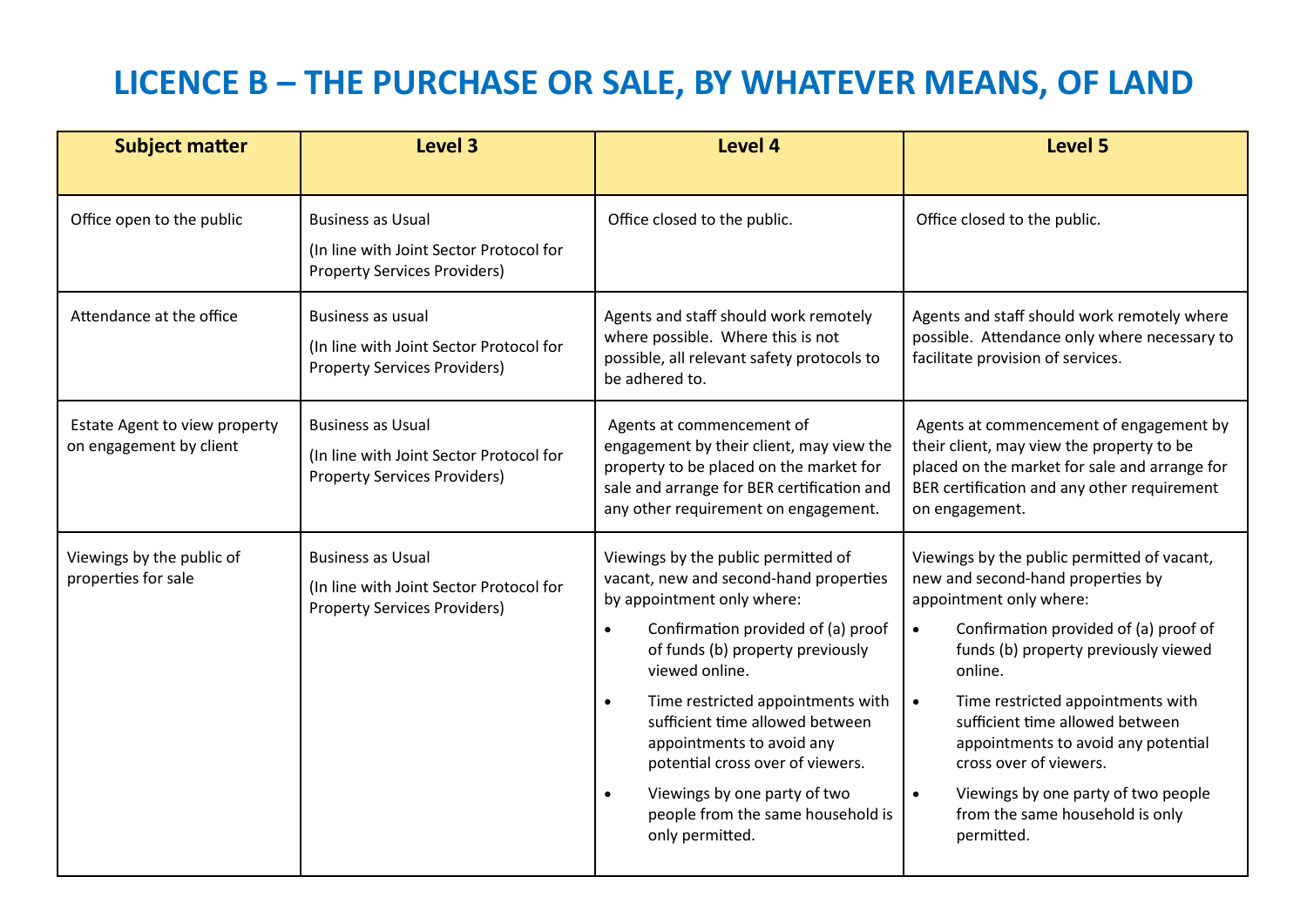# LICENCE B – THE PURCHASE OR SALE, BY WHATEVER MEANS, OF LAND

| Subject matter | Level 3 | Level 4 | Level 5 |
|---|---|---|---|
| Office open to the public | Business as Usual<br>(In line with Joint Sector Protocol for Property Services Providers) | Office closed to the public. | Office closed to the public. |
| Attendance at the office | Business as usual<br>(In line with Joint Sector Protocol for Property Services Providers) | Agents and staff should work remotely where possible. Where this is not possible, all relevant safety protocols to be adhered to. | Agents and staff should work remotely where possible. Attendance only where necessary to facilitate provision of services. |
| Estate Agent to view property on engagement by client | Business as Usual<br>(In line with Joint Sector Protocol for Property Services Providers) | Agents at commencement of engagement by their client, may view the property to be placed on the market for sale and arrange for BER certification and any other requirement on engagement. | Agents at commencement of engagement by their client, may view the property to be placed on the market for sale and arrange for BER certification and any other requirement on engagement. |
| Viewings by the public of properties for sale | Business as Usual<br>(In line with Joint Sector Protocol for Property Services Providers) | Viewings by the public permitted of vacant, new and second-hand properties by appointment only where:<br>• Confirmation provided of (a) proof of funds (b) property previously viewed online.<br>• Time restricted appointments with sufficient time allowed between appointments to avoid any potential cross over of viewers.<br>• Viewings by one party of two people from the same household is only permitted. | Viewings by the public permitted of vacant, new and second-hand properties by appointment only where:<br>• Confirmation provided of (a) proof of funds (b) property previously viewed online.<br>• Time restricted appointments with sufficient time allowed between appointments to avoid any potential cross over of viewers.<br>• Viewings by one party of two people from the same household is only permitted. |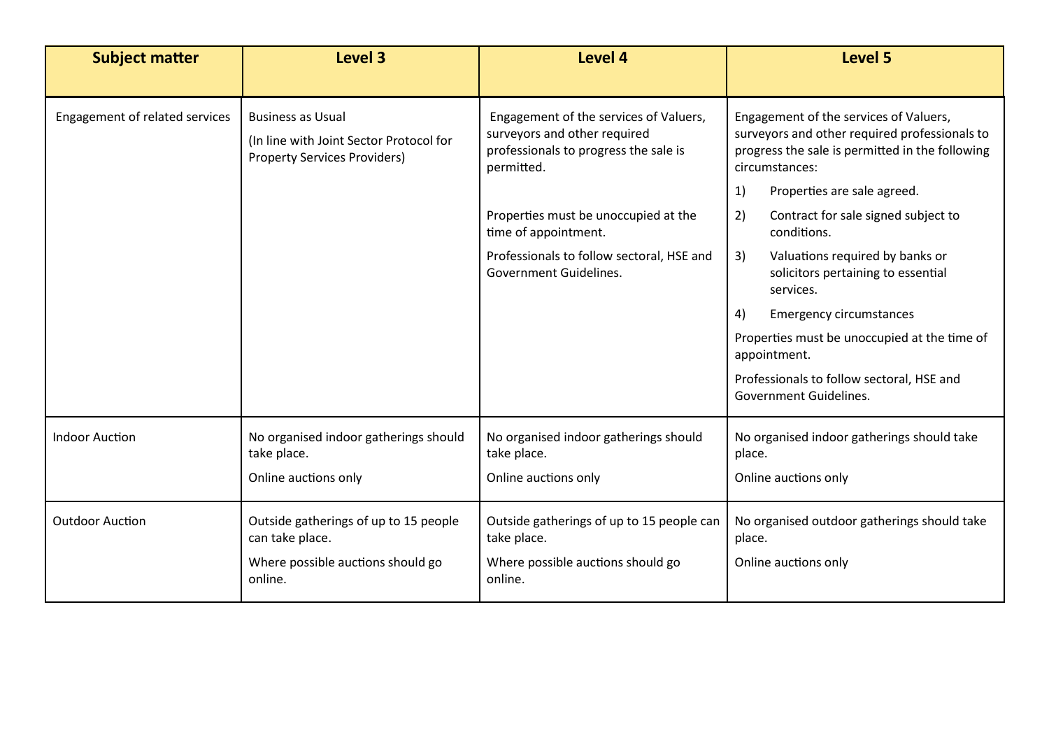| Subject matter | Level 3 | Level 4 | Level 5 |
| --- | --- | --- | --- |
| Engagement of related services | Business as Usual<br><br>(In line with Joint Sector Protocol for Property Services Providers) | Engagement of the services of Valuers, surveyors and other required professionals to progress the sale is permitted.<br><br>Properties must be unoccupied at the time of appointment.<br><br>Professionals to follow sectoral, HSE and Government Guidelines. | Engagement of the services of Valuers, surveyors and other required professionals to progress the sale is permitted in the following circumstances:<br><br>1) Properties are sale agreed.<br>2) Contract for sale signed subject to conditions.<br>3) Valuations required by banks or solicitors pertaining to essential services.<br>4) Emergency circumstances<br><br>Properties must be unoccupied at the time of appointment.<br><br>Professionals to follow sectoral, HSE and Government Guidelines. |
| Indoor Auction | No organised indoor gatherings should take place.<br><br>Online auctions only | No organised indoor gatherings should take place.<br><br>Online auctions only | No organised indoor gatherings should take place.<br><br>Online auctions only |
| Outdoor Auction | Outside gatherings of up to 15 people can take place.<br><br>Where possible auctions should go online. | Outside gatherings of up to 15 people can take place.<br><br>Where possible auctions should go online. | No organised outdoor gatherings should take place.<br><br>Online auctions only |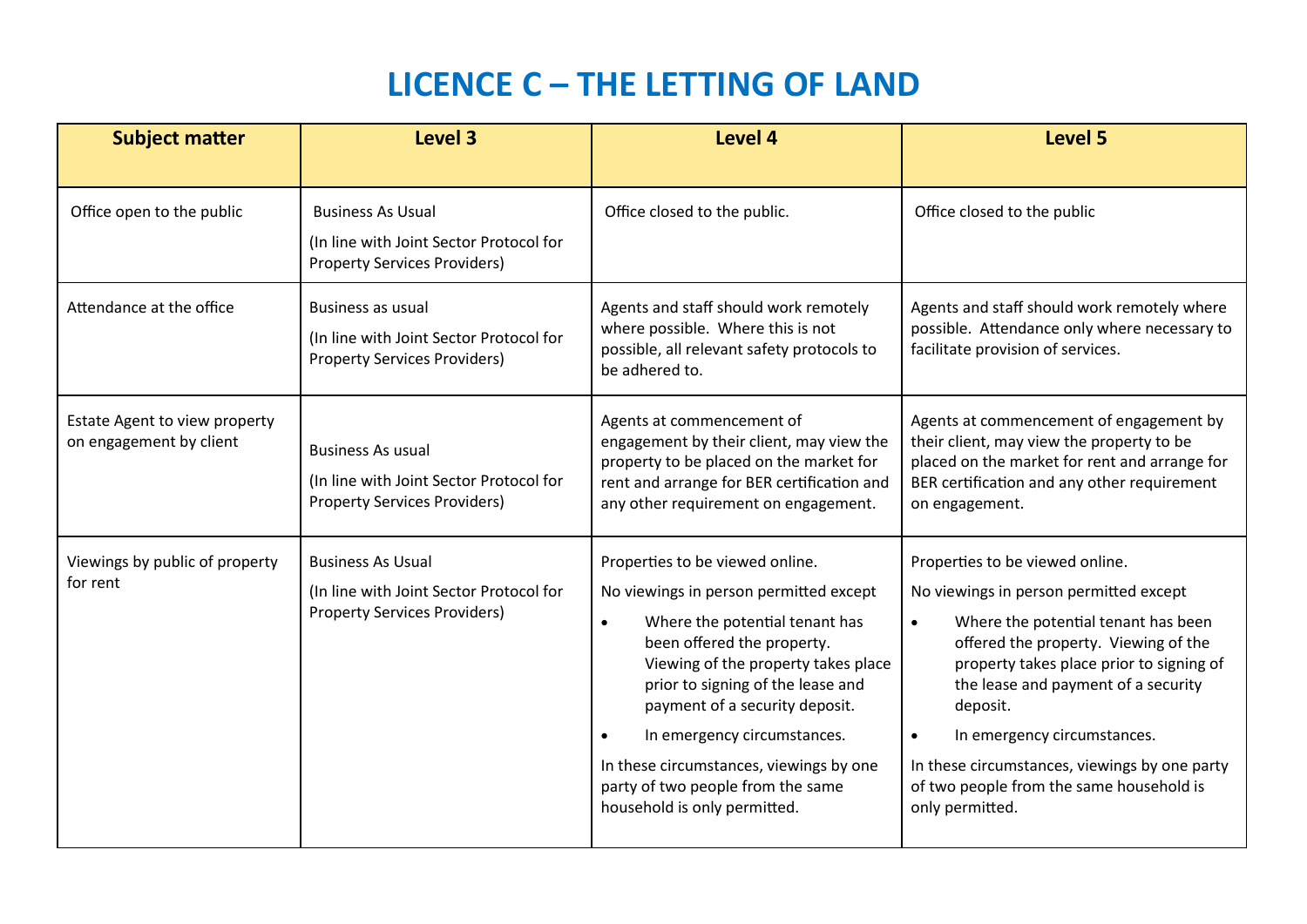# LICENCE C – THE LETTING OF LAND

| Subject matter | Level 3 | Level 4 | Level 5 |
|---|---|---|---|
| Office open to the public | Business As Usual<br>(In line with Joint Sector Protocol for Property Services Providers) | Office closed to the public. | Office closed to the public |
| Attendance at the office | Business as usual<br>(In line with Joint Sector Protocol for Property Services Providers) | Agents and staff should work remotely where possible. Where this is not possible, all relevant safety protocols to be adhered to. | Agents and staff should work remotely where possible. Attendance only where necessary to facilitate provision of services. |
| Estate Agent to view property on engagement by client | Business As usual<br>(In line with Joint Sector Protocol for Property Services Providers) | Agents at commencement of engagement by their client, may view the property to be placed on the market for rent and arrange for BER certification and any other requirement on engagement. | Agents at commencement of engagement by their client, may view the property to be placed on the market for rent and arrange for BER certification and any other requirement on engagement. |
| Viewings by public of property for rent | Business As Usual<br>(In line with Joint Sector Protocol for Property Services Providers) | Properties to be viewed online.<br>No viewings in person permitted except<br>• Where the potential tenant has been offered the property. Viewing of the property takes place prior to signing of the lease and payment of a security deposit.<br>• In emergency circumstances.<br>In these circumstances, viewings by one party of two people from the same household is only permitted. | Properties to be viewed online.<br>No viewings in person permitted except<br>• Where the potential tenant has been offered the property. Viewing of the property takes place prior to signing of the lease and payment of a security deposit.<br>• In emergency circumstances.<br>In these circumstances, viewings by one party of two people from the same household is only permitted. |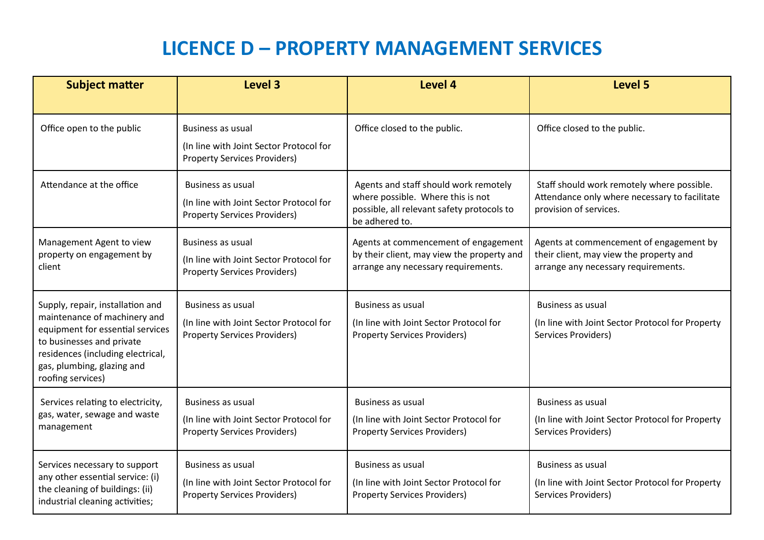# LICENCE D – PROPERTY MANAGEMENT SERVICES

| Subject matter | Level 3 | Level 4 | Level 5 |
|---|---|---|---|
| Office open to the public | Business as usual (In line with Joint Sector Protocol for Property Services Providers) | Office closed to the public. | Office closed to the public. |
| Attendance at the office | Business as usual (In line with Joint Sector Protocol for Property Services Providers) | Agents and staff should work remotely where possible. Where this is not possible, all relevant safety protocols to be adhered to. | Staff should work remotely where possible. Attendance only where necessary to facilitate provision of services. |
| Management Agent to view property on engagement by client | Business as usual (In line with Joint Sector Protocol for Property Services Providers) | Agents at commencement of engagement by their client, may view the property and arrange any necessary requirements. | Agents at commencement of engagement by their client, may view the property and arrange any necessary requirements. |
| Supply, repair, installation and maintenance of machinery and equipment for essential services to businesses and private residences (including electrical, gas, plumbing, glazing and roofing services) | Business as usual (In line with Joint Sector Protocol for Property Services Providers) | Business as usual (In line with Joint Sector Protocol for Property Services Providers) | Business as usual (In line with Joint Sector Protocol for Property Services Providers) |
| Services relating to electricity, gas, water, sewage and waste management | Business as usual (In line with Joint Sector Protocol for Property Services Providers) | Business as usual (In line with Joint Sector Protocol for Property Services Providers) | Business as usual (In line with Joint Sector Protocol for Property Services Providers) |
| Services necessary to support any other essential service: (i) the cleaning of buildings: (ii) industrial cleaning activities; | Business as usual (In line with Joint Sector Protocol for Property Services Providers) | Business as usual (In line with Joint Sector Protocol for Property Services Providers) | Business as usual (In line with Joint Sector Protocol for Property Services Providers) |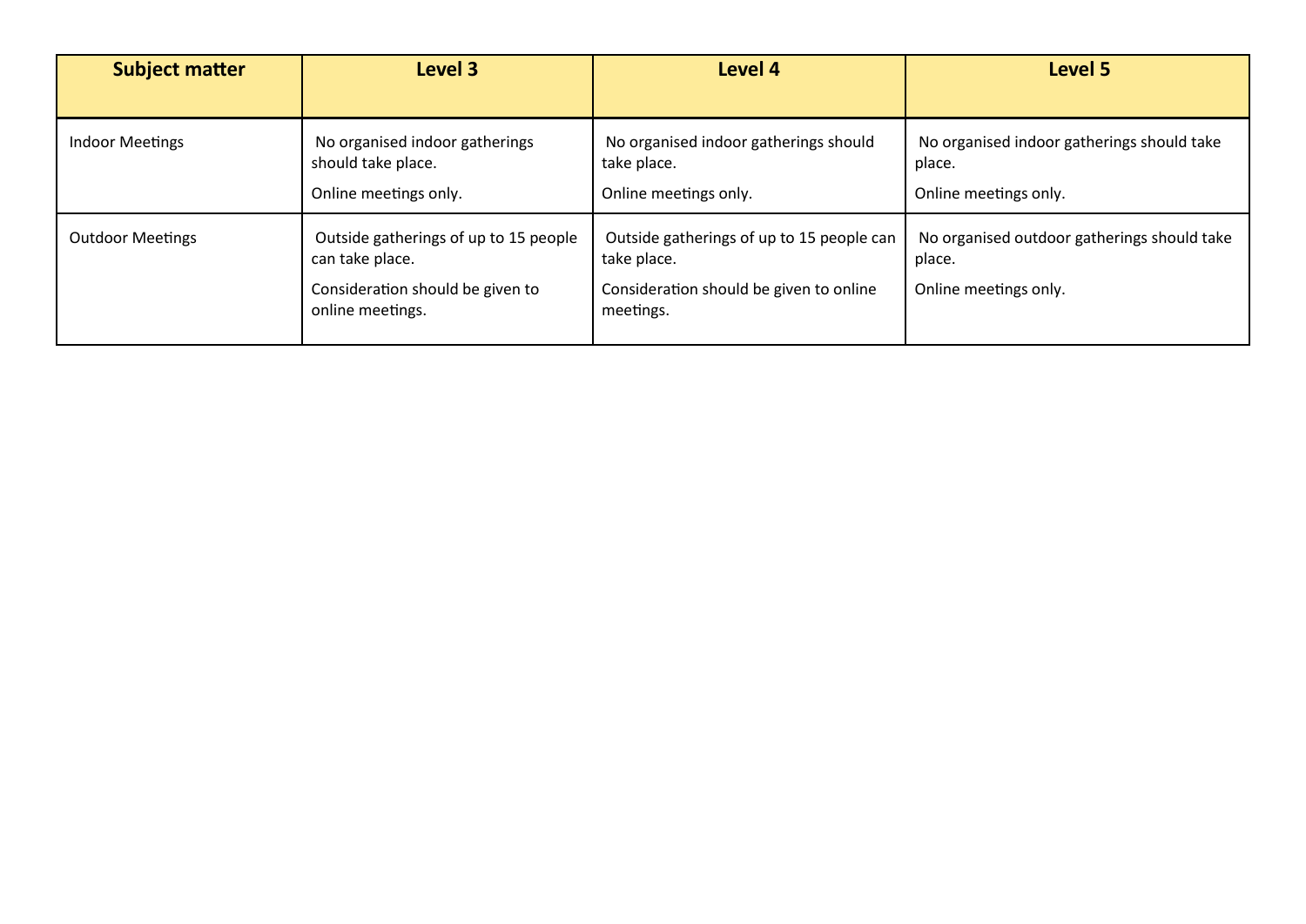| Subject matter | Level 3 | Level 4 | Level 5 |
|---|---|---|---|
| Indoor Meetings | No organised indoor gatherings should take place.<br><br>Online meetings only. | No organised indoor gatherings should take place.<br><br>Online meetings only. | No organised indoor gatherings should take place.<br><br>Online meetings only. |
| Outdoor Meetings | Outside gatherings of up to 15 people can take place.<br><br>Consideration should be given to online meetings. | Outside gatherings of up to 15 people can take place.<br><br>Consideration should be given to online meetings. | No organised outdoor gatherings should take place.<br><br>Online meetings only. |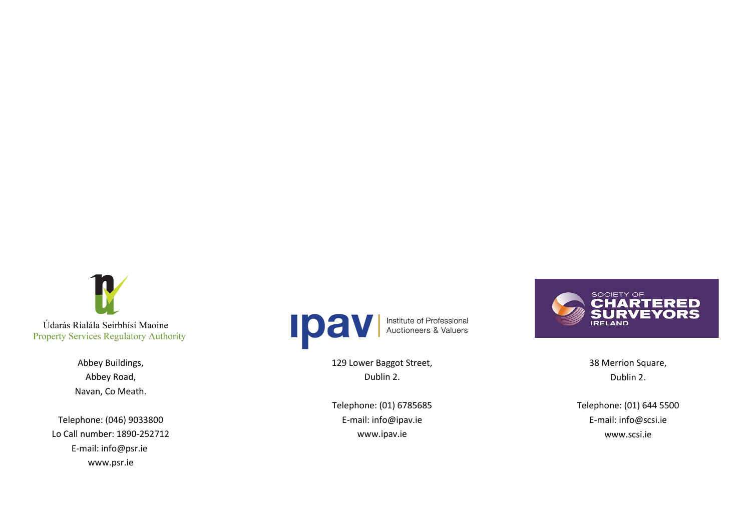Údarás Rialála Seirbhísí Maoine
Property Services Regulatory Authority

Abbey Buildings,
Abbey Road,
Navan, Co Meath.

Telephone: (046) 9033800
Lo Call number: 1890-252712
E-mail: info@psr.ie
www.psr.ie

ipav Institute of Professional Auctioneers & Valuers

129 Lower Baggot Street,
Dublin 2.

Telephone: (01) 6785685
E-mail: info@ipav.ie
www.ipav.ie

SOCIETY OF CHARTERED SURVEYORS IRELAND

38 Merrion Square,
Dublin 2.

Telephone: (01) 644 5500
E-mail: info@scsi.ie
www.scsi.ie